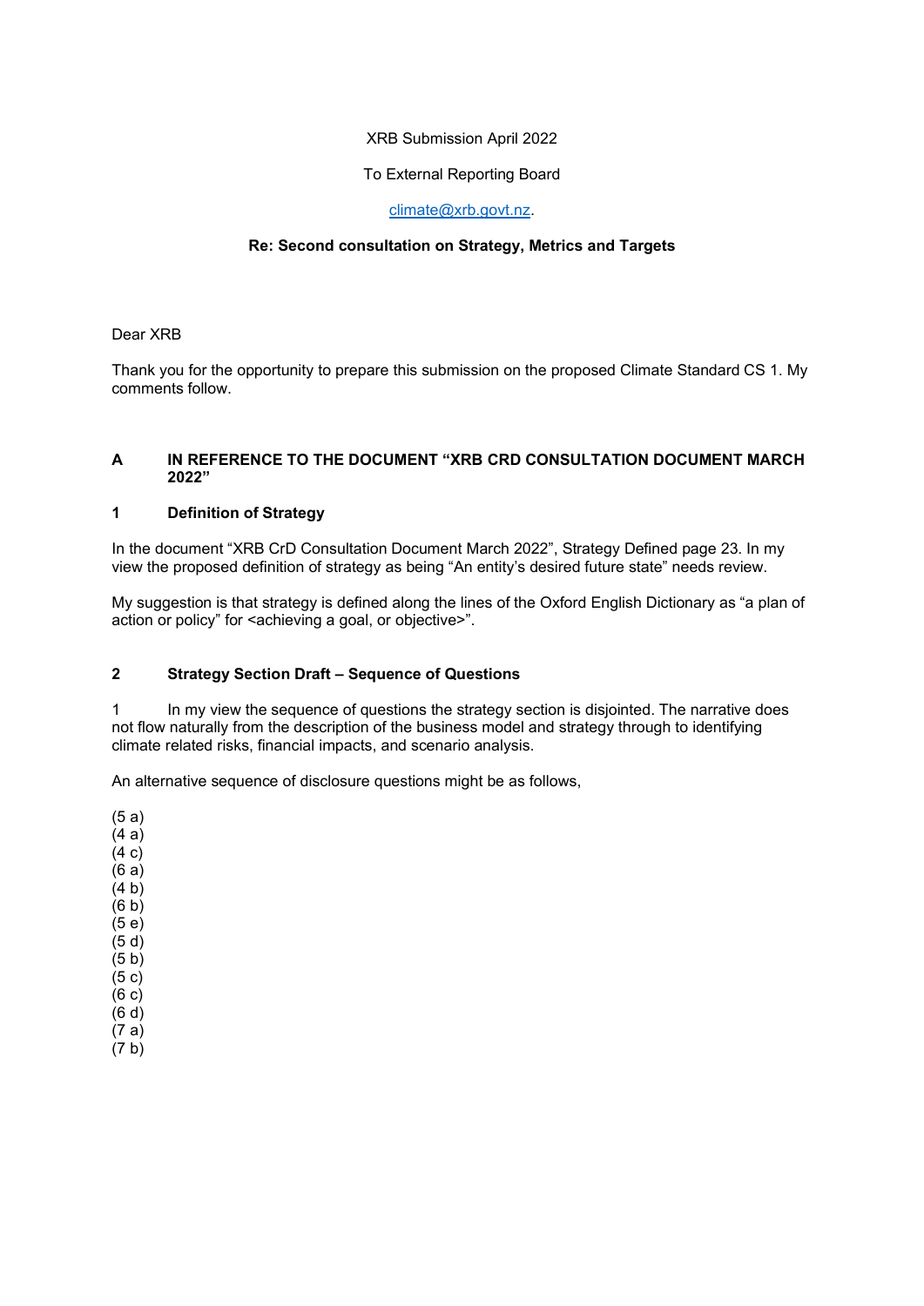XRB Submission April 2022

To External Reporting Board

climate@xrb.govt.nz.

**Re: Second consultation on Strategy, Metrics and Targets**

Dear XRB

Thank you for the opportunity to prepare this submission on the proposed Climate Standard CS 1. My comments follow.

## A IN REFERENCE TO THE DOCUMENT "XRB CRD CONSULTATION DOCUMENT MARCH 2022"

### 1 Definition of Strategy

In the document "XRB CrD Consultation Document March 2022", Strategy Defined page 23. In my view the proposed definition of strategy as being "An entity's desired future state" needs review.

My suggestion is that strategy is defined along the lines of the Oxford English Dictionary as "a plan of action or policy" for <achieving a goal, or objective>".

### 2 Strategy Section Draft – Sequence of Questions

1 In my view the sequence of questions the strategy section is disjointed. The narrative does not flow naturally from the description of the business model and strategy through to identifying climate related risks, financial impacts, and scenario analysis.

An alternative sequence of disclosure questions might be as follows,

(5 a)
(4 a)
(4 c)
(6 a)
(4 b)
(6 b)
(5 e)
(5 d)
(5 b)
(5 c)
(6 c)
(6 d)
(7 a)
(7 b)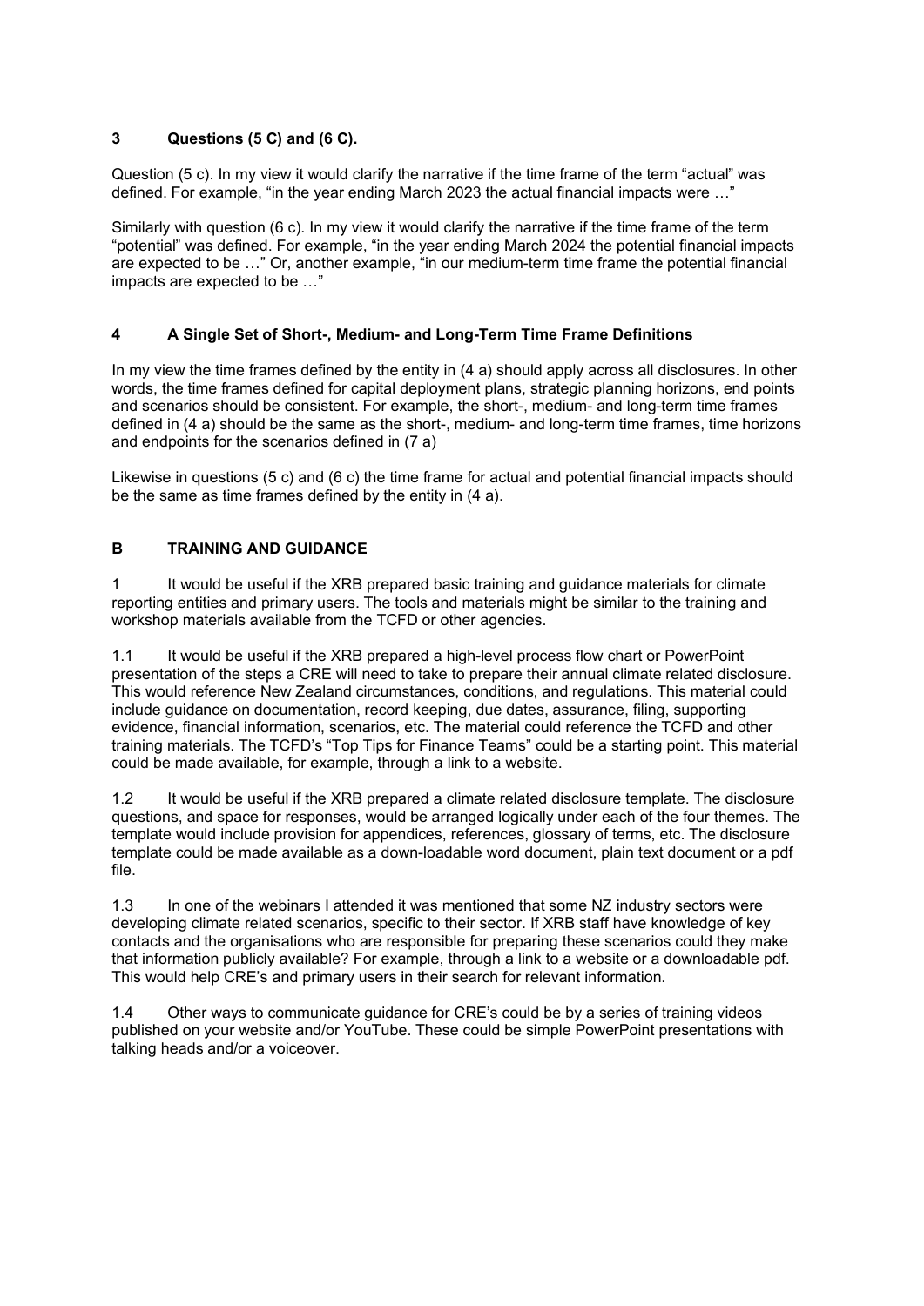### 3 Questions (5 C) and (6 C).

Question (5 c). In my view it would clarify the narrative if the time frame of the term "actual" was defined. For example, "in the year ending March 2023 the actual financial impacts were …"

Similarly with question (6 c). In my view it would clarify the narrative if the time frame of the term "potential" was defined. For example, "in the year ending March 2024 the potential financial impacts are expected to be …" Or, another example, "in our medium-term time frame the potential financial impacts are expected to be …"

### 4 A Single Set of Short-, Medium- and Long-Term Time Frame Definitions

In my view the time frames defined by the entity in (4 a) should apply across all disclosures. In other words, the time frames defined for capital deployment plans, strategic planning horizons, end points and scenarios should be consistent. For example, the short-, medium- and long-term time frames defined in (4 a) should be the same as the short-, medium- and long-term time frames, time horizons and endpoints for the scenarios defined in (7 a)

Likewise in questions (5 c) and (6 c) the time frame for actual and potential financial impacts should be the same as time frames defined by the entity in (4 a).

## B TRAINING AND GUIDANCE

1 It would be useful if the XRB prepared basic training and guidance materials for climate reporting entities and primary users. The tools and materials might be similar to the training and workshop materials available from the TCFD or other agencies.

1.1 It would be useful if the XRB prepared a high-level process flow chart or PowerPoint presentation of the steps a CRE will need to take to prepare their annual climate related disclosure. This would reference New Zealand circumstances, conditions, and regulations. This material could include guidance on documentation, record keeping, due dates, assurance, filing, supporting evidence, financial information, scenarios, etc. The material could reference the TCFD and other training materials. The TCFD's "Top Tips for Finance Teams" could be a starting point. This material could be made available, for example, through a link to a website.

1.2 It would be useful if the XRB prepared a climate related disclosure template. The disclosure questions, and space for responses, would be arranged logically under each of the four themes. The template would include provision for appendices, references, glossary of terms, etc. The disclosure template could be made available as a down-loadable word document, plain text document or a pdf file.

1.3 In one of the webinars I attended it was mentioned that some NZ industry sectors were developing climate related scenarios, specific to their sector. If XRB staff have knowledge of key contacts and the organisations who are responsible for preparing these scenarios could they make that information publicly available? For example, through a link to a website or a downloadable pdf. This would help CRE's and primary users in their search for relevant information.

1.4 Other ways to communicate guidance for CRE's could be by a series of training videos published on your website and/or YouTube. These could be simple PowerPoint presentations with talking heads and/or a voiceover.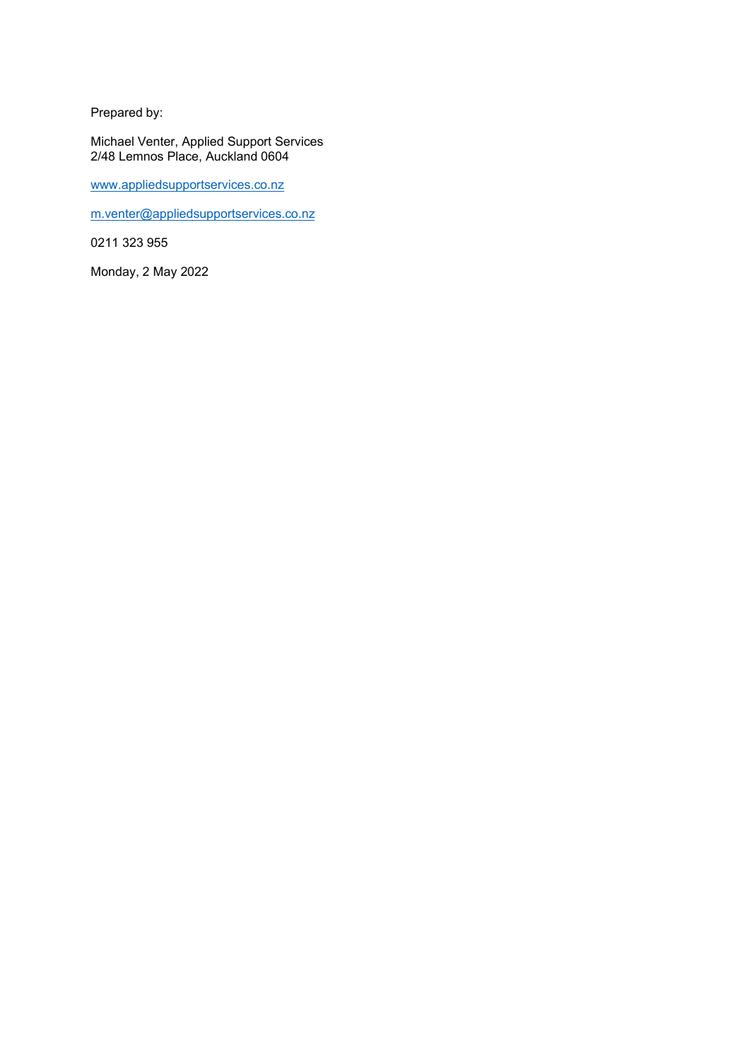Prepared by:

Michael Venter, Applied Support Services
2/48 Lemnos Place, Auckland 0604

www.appliedsupportservices.co.nz

m.venter@appliedsupportservices.co.nz

0211 323 955

Monday, 2 May 2022